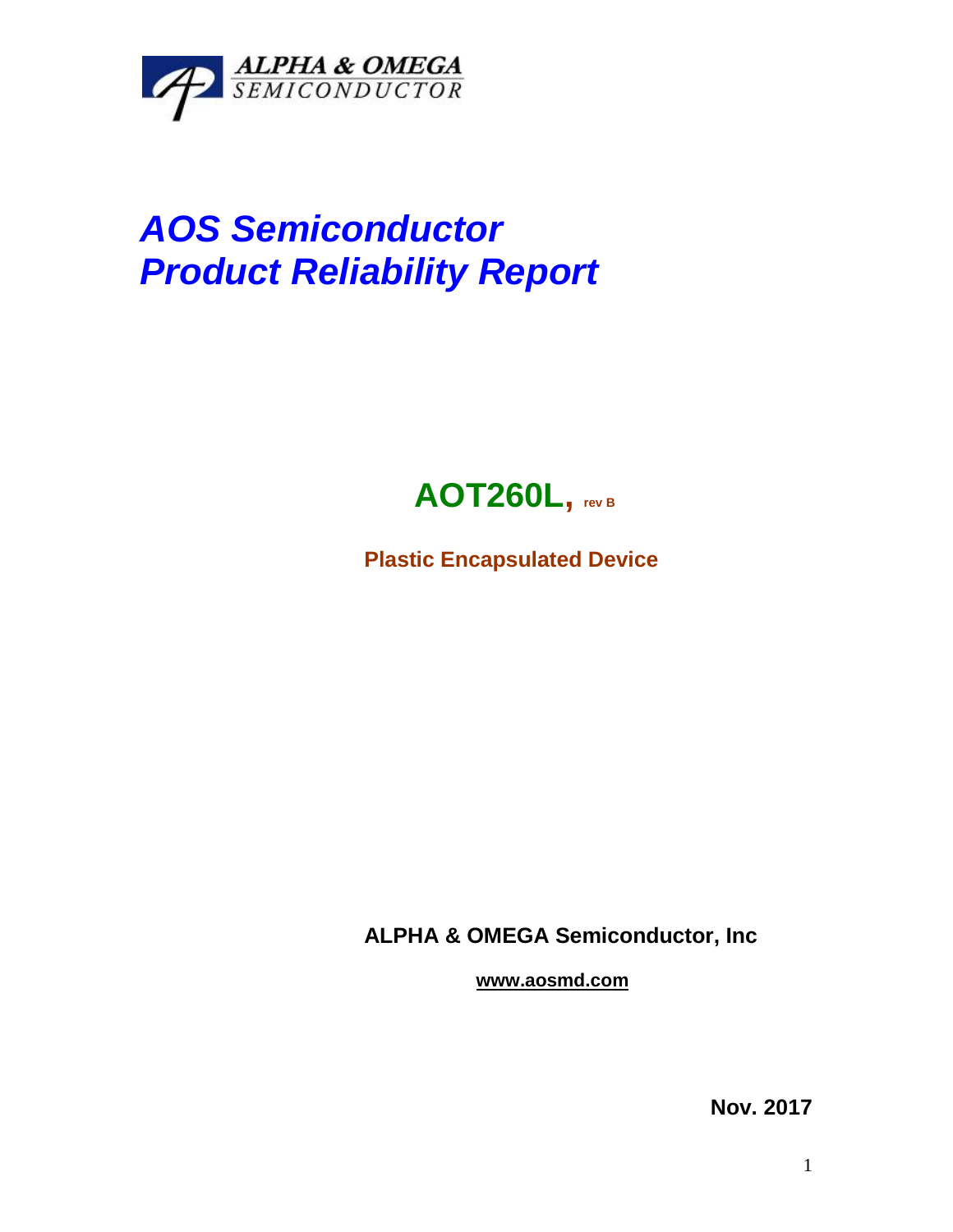ALPHA & OMEGA
SEMICONDUCTOR

# *AOS Semiconductor*
# *Product Reliability Report*

## AOT260L, rev B

**Plastic Encapsulated Device**

**ALPHA & OMEGA Semiconductor, Inc**

**www.aosmd.com**

**Nov. 2017**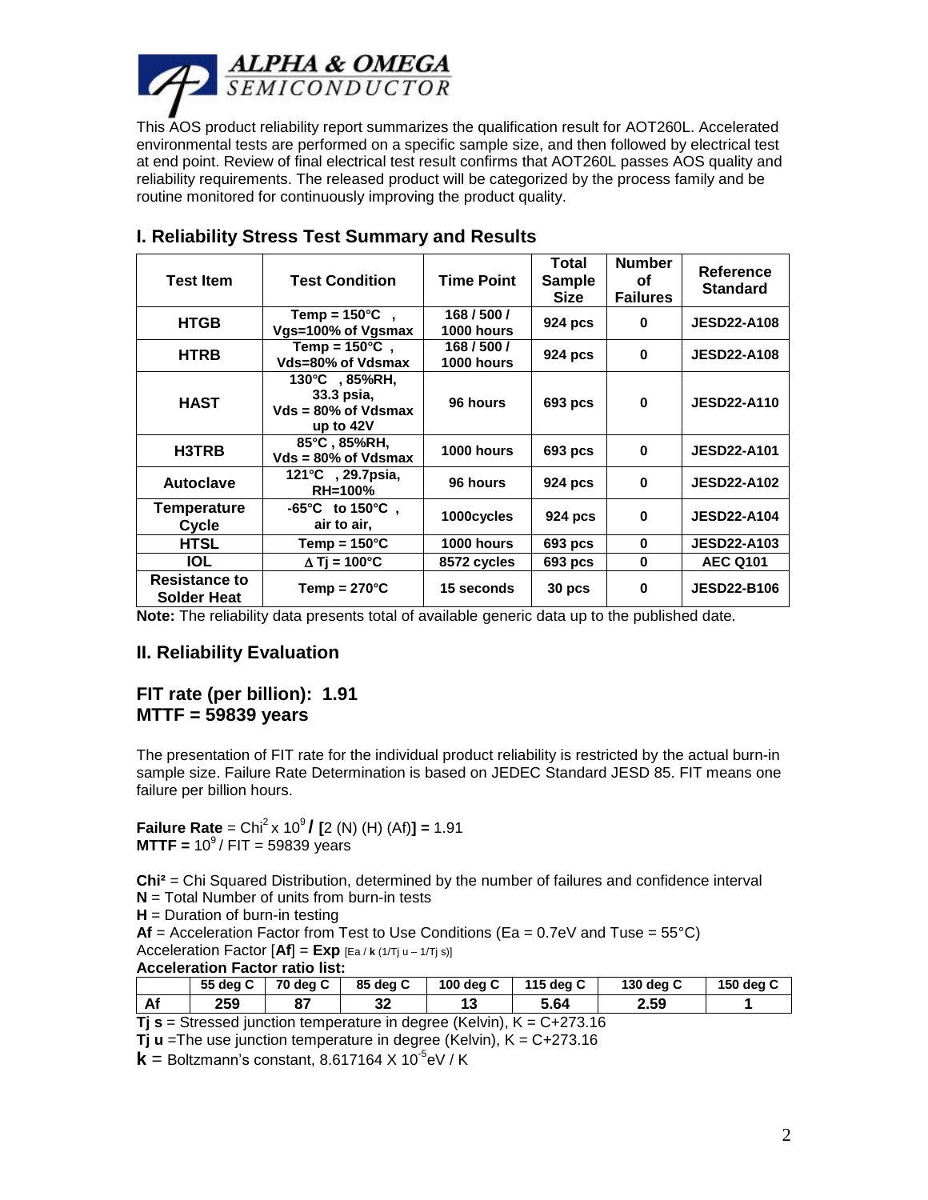This AOS product reliability report summarizes the qualification result for AOT260L. Accelerated environmental tests are performed on a specific sample size, and then followed by electrical test at end point. Review of final electrical test result confirms that AOT260L passes AOS quality and reliability requirements. The released product will be categorized by the process family and be routine monitored for continuously improving the product quality.

## I. Reliability Stress Test Summary and Results

| Test Item | Test Condition | Time Point | Total Sample Size | Number of Failures | Reference Standard |
|---|---|---|---|---|---|
| HTGB | Temp = 150°C , Vgs=100% of Vgsmax | 168 / 500 / 1000 hours | 924 pcs | 0 | JESD22-A108 |
| HTRB | Temp = 150°C , Vds=80% of Vdsmax | 168 / 500 / 1000 hours | 924 pcs | 0 | JESD22-A108 |
| HAST | 130°C , 85%RH, 33.3 psia, Vds = 80% of Vdsmax up to 42V | 96 hours | 693 pcs | 0 | JESD22-A110 |
| H3TRB | 85°C , 85%RH, Vds = 80% of Vdsmax | 1000 hours | 693 pcs | 0 | JESD22-A101 |
| Autoclave | 121°C , 29.7psia, RH=100% | 96 hours | 924 pcs | 0 | JESD22-A102 |
| Temperature Cycle | -65°C to 150°C , air to air, | 1000cycles | 924 pcs | 0 | JESD22-A104 |
| HTSL | Temp = 150°C | 1000 hours | 693 pcs | 0 | JESD22-A103 |
| IOL | $\Delta$ Tj = 100°C | 8572 cycles | 693 pcs | 0 | AEC Q101 |
| Resistance to Solder Heat | Temp = 270°C | 15 seconds | 30 pcs | 0 | JESD22-B106 |

**Note:** The reliability data presents total of available generic data up to the published date.

## II. Reliability Evaluation

### FIT rate (per billion): 1.91
### MTTF = 59839 years

The presentation of FIT rate for the individual product reliability is restricted by the actual burn-in sample size. Failure Rate Determination is based on JEDEC Standard JESD 85. FIT means one failure per billion hours.

**Failure Rate** = $Chi^2 \times 10^9$ **/ [**2 (N) (H) (Af)**] =** 1.91
**MTTF =** $10^9$ / FIT = 59839 years

**Chi²** = Chi Squared Distribution, determined by the number of failures and confidence interval
**N** = Total Number of units from burn-in tests
**H** = Duration of burn-in testing
**Af** = Acceleration Factor from Test to Use Conditions (Ea = 0.7eV and Tuse = 55°C)
Acceleration Factor [**Af**] = **Exp** [Ea / **k** (1/Tj u – 1/Tj s)]
**Acceleration Factor ratio list:**

| | 55 deg C | 70 deg C | 85 deg C | 100 deg C | 115 deg C | 130 deg C | 150 deg C |
|---|---|---|---|---|---|---|---|
| Af | 259 | 87 | 32 | 13 | 5.64 | 2.59 | 1 |

**Tj s** = Stressed junction temperature in degree (Kelvin), K = C+273.16
**Tj u** =The use junction temperature in degree (Kelvin), K = C+273.16
**k** = Boltzmann's constant, 8.617164 X $10^{-5}$eV / K